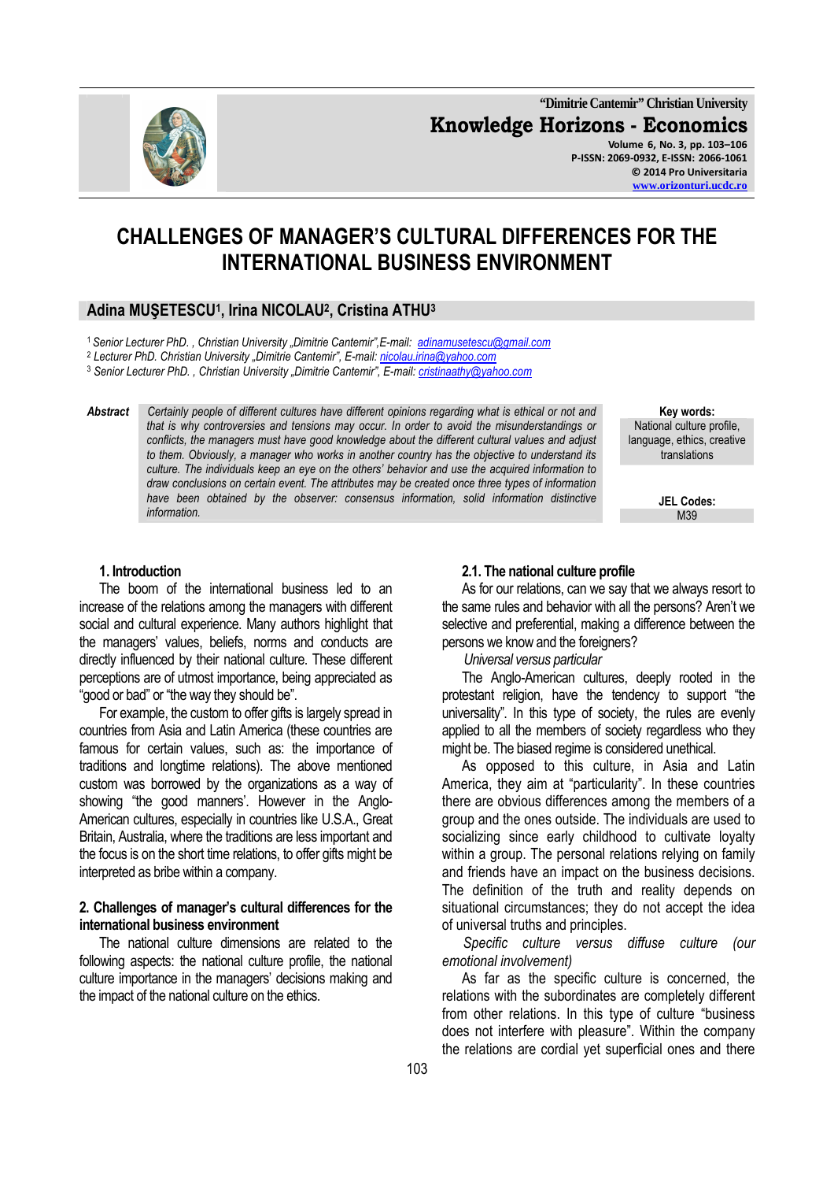# CHALLENGES OF MANAGER'S CULTURAL DIFFERENCES FOR THE INTERNATIONAL BUSINESS ENVIRONMENT

**Adina MUŞETESCU[1], Irina NICOLAU[2], Cristina ATHU[3]**

[1] *Senior Lecturer PhD. , Christian University „Dimitrie Cantemir",E-mail: adinamusetescu@gmail.com*
[2] *Lecturer PhD. Christian University „Dimitrie Cantemir", E-mail: nicolau.irina@yahoo.com*
[3] *Senior Lecturer PhD. , Christian University „Dimitrie Cantemir", E-mail: cristinaathy@yahoo.com*

***Abstract*** *Certainly people of different cultures have different opinions regarding what is ethical or not and that is why controversies and tensions may occur. In order to avoid the misunderstandings or conflicts, the managers must have good knowledge about the different cultural values and adjust to them. Obviously, a manager who works in another country has the objective to understand its culture. The individuals keep an eye on the others' behavior and use the acquired information to draw conclusions on certain event. The attributes may be created once three types of information have been obtained by the observer: consensus information, solid information distinctive information.*

**Key words:** National culture profile, language, ethics, creative translations

**JEL Codes:** M39

## 1. Introduction

The boom of the international business led to an increase of the relations among the managers with different social and cultural experience. Many authors highlight that the managers' values, beliefs, norms and conducts are directly influenced by their national culture. These different perceptions are of utmost importance, being appreciated as "good or bad" or "the way they should be".

For example, the custom to offer gifts is largely spread in countries from Asia and Latin America (these countries are famous for certain values, such as: the importance of traditions and longtime relations). The above mentioned custom was borrowed by the organizations as a way of showing "the good manners'. However in the Anglo-American cultures, especially in countries like U.S.A., Great Britain, Australia, where the traditions are less important and the focus is on the short time relations, to offer gifts might be interpreted as bribe within a company.

## 2. Challenges of manager's cultural differences for the international business environment

The national culture dimensions are related to the following aspects: the national culture profile, the national culture importance in the managers' decisions making and the impact of the national culture on the ethics.

### 2.1. The national culture profile

As for our relations, can we say that we always resort to the same rules and behavior with all the persons? Aren't we selective and preferential, making a difference between the persons we know and the foreigners?

*Universal versus particular*

The Anglo-American cultures, deeply rooted in the protestant religion, have the tendency to support "the universality". In this type of society, the rules are evenly applied to all the members of society regardless who they might be. The biased regime is considered unethical.

As opposed to this culture, in Asia and Latin America, they aim at "particularity". In these countries there are obvious differences among the members of a group and the ones outside. The individuals are used to socializing since early childhood to cultivate loyalty within a group. The personal relations relying on family and friends have an impact on the business decisions. The definition of the truth and reality depends on situational circumstances; they do not accept the idea of universal truths and principles.

*Specific culture versus diffuse culture (our emotional involvement)*

As far as the specific culture is concerned, the relations with the subordinates are completely different from other relations. In this type of culture "business does not interfere with pleasure". Within the company the relations are cordial yet superficial ones and there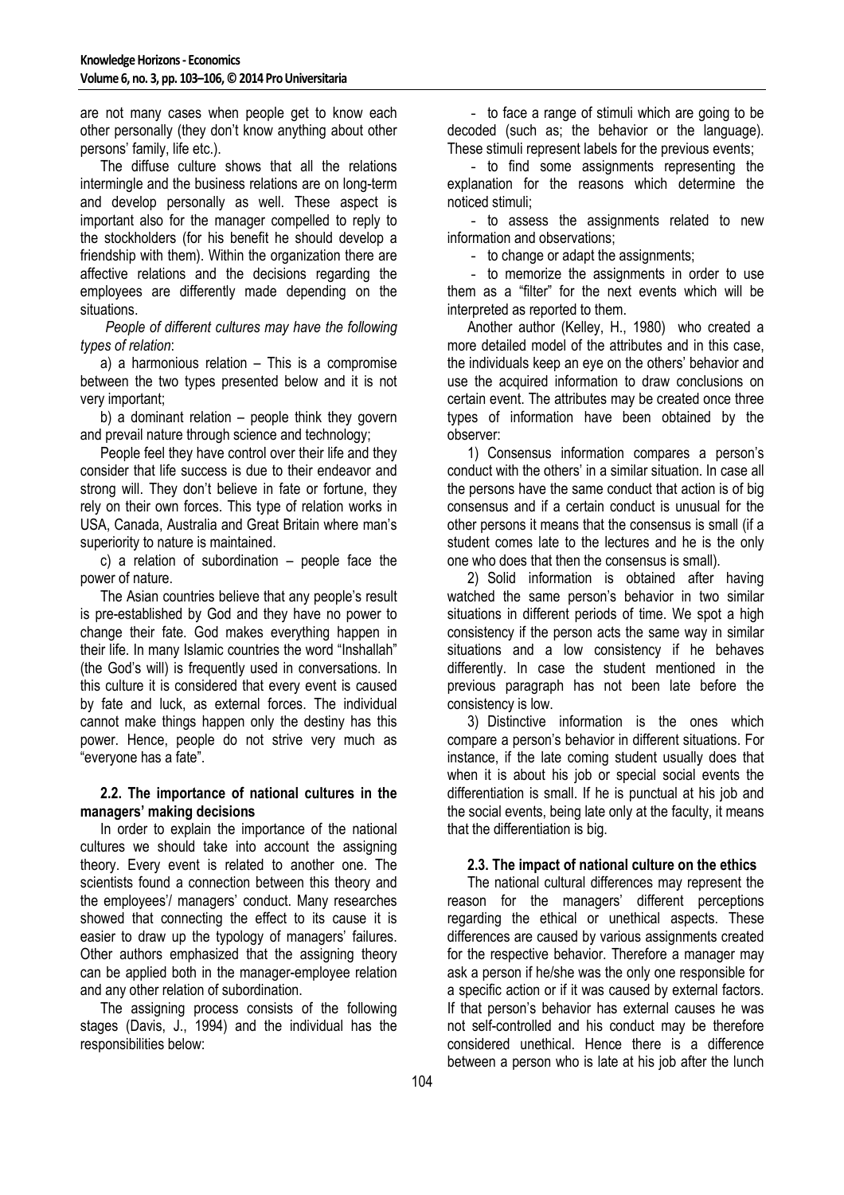are not many cases when people get to know each other personally (they don't know anything about other persons' family, life etc.).

The diffuse culture shows that all the relations intermingle and the business relations are on long-term and develop personally as well. These aspect is important also for the manager compelled to reply to the stockholders (for his benefit he should develop a friendship with them). Within the organization there are affective relations and the decisions regarding the employees are differently made depending on the situations.

*People of different cultures may have the following types of relation*:

a) a harmonious relation – This is a compromise between the two types presented below and it is not very important;

b) a dominant relation – people think they govern and prevail nature through science and technology;

People feel they have control over their life and they consider that life success is due to their endeavor and strong will. They don't believe in fate or fortune, they rely on their own forces. This type of relation works in USA, Canada, Australia and Great Britain where man's superiority to nature is maintained.

c) a relation of subordination – people face the power of nature.

The Asian countries believe that any people's result is pre-established by God and they have no power to change their fate. God makes everything happen in their life. In many Islamic countries the word "Inshallah" (the God's will) is frequently used in conversations. In this culture it is considered that every event is caused by fate and luck, as external forces. The individual cannot make things happen only the destiny has this power. Hence, people do not strive very much as "everyone has a fate".

### 2.2. The importance of national cultures in the managers' making decisions

In order to explain the importance of the national cultures we should take into account the assigning theory. Every event is related to another one. The scientists found a connection between this theory and the employees'/ managers' conduct. Many researches showed that connecting the effect to its cause it is easier to draw up the typology of managers' failures. Other authors emphasized that the assigning theory can be applied both in the manager-employee relation and any other relation of subordination.

The assigning process consists of the following stages (Davis, J., 1994) and the individual has the responsibilities below:

- to face a range of stimuli which are going to be decoded (such as; the behavior or the language). These stimuli represent labels for the previous events;
- to find some assignments representing the explanation for the reasons which determine the noticed stimuli;
- to assess the assignments related to new information and observations;
- to change or adapt the assignments;
- to memorize the assignments in order to use them as a "filter" for the next events which will be interpreted as reported to them.

Another author (Kelley, H., 1980) who created a more detailed model of the attributes and in this case, the individuals keep an eye on the others' behavior and use the acquired information to draw conclusions on certain event. The attributes may be created once three types of information have been obtained by the observer:

1) Consensus information compares a person's conduct with the others' in a similar situation. In case all the persons have the same conduct that action is of big consensus and if a certain conduct is unusual for the other persons it means that the consensus is small (if a student comes late to the lectures and he is the only one who does that then the consensus is small).

2) Solid information is obtained after having watched the same person's behavior in two similar situations in different periods of time. We spot a high consistency if the person acts the same way in similar situations and a low consistency if he behaves differently. In case the student mentioned in the previous paragraph has not been late before the consistency is low.

3) Distinctive information is the ones which compare a person's behavior in different situations. For instance, if the late coming student usually does that when it is about his job or special social events the differentiation is small. If he is punctual at his job and the social events, being late only at the faculty, it means that the differentiation is big.

### 2.3. The impact of national culture on the ethics

The national cultural differences may represent the reason for the managers' different perceptions regarding the ethical or unethical aspects. These differences are caused by various assignments created for the respective behavior. Therefore a manager may ask a person if he/she was the only one responsible for a specific action or if it was caused by external factors. If that person's behavior has external causes he was not self-controlled and his conduct may be therefore considered unethical. Hence there is a difference between a person who is late at his job after the lunch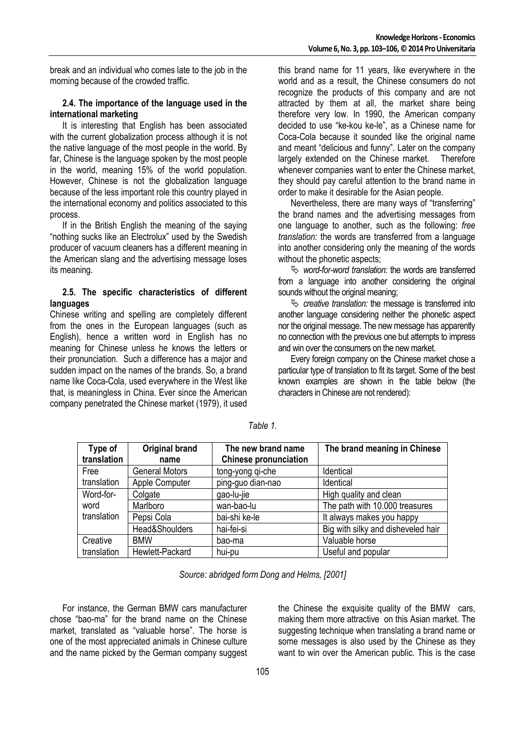break and an individual who comes late to the job in the morning because of the crowded traffic.

### 2.4. The importance of the language used in the international marketing

It is interesting that English has been associated with the current globalization process although it is not the native language of the most people in the world. By far, Chinese is the language spoken by the most people in the world, meaning 15% of the world population. However, Chinese is not the globalization language because of the less important role this country played in the international economy and politics associated to this process.

If in the British English the meaning of the saying "nothing sucks like an Electrolux" used by the Swedish producer of vacuum cleaners has a different meaning in the American slang and the advertising message loses its meaning.

### 2.5. The specific characteristics of different languages

Chinese writing and spelling are completely different from the ones in the European languages (such as English), hence a written word in English has no meaning for Chinese unless he knows the letters or their pronunciation. Such a difference has a major and sudden impact on the names of the brands. So, a brand name like Coca-Cola, used everywhere in the West like that, is meaningless in China. Ever since the American company penetrated the Chinese market (1979), it used this brand name for 11 years, like everywhere in the world and as a result, the Chinese consumers do not recognize the products of this company and are not attracted by them at all, the market share being therefore very low. In 1990, the American company decided to use "ke-kou ke-le", as a Chinese name for Coca-Cola because it sounded like the original name and meant "delicious and funny". Later on the company largely extended on the Chinese market. Therefore whenever companies want to enter the Chinese market, they should pay careful attention to the brand name in order to make it desirable for the Asian people.

Nevertheless, there are many ways of "transferring" the brand names and the advertising messages from one language to another, such as the following: *free translation:* the words are transferred from a language into another considering only the meaning of the words without the phonetic aspects;

- *word-for-word translation:* the words are transferred from a language into another considering the original sounds without the original meaning;
- *creative translation:* the message is transferred into another language considering neither the phonetic aspect nor the original message. The new message has apparently no connection with the previous one but attempts to impress and win over the consumers on the new market.

Every foreign company on the Chinese market chose a particular type of translation to fit its target. Some of the best known examples are shown in the table below (the characters in Chinese are not rendered):

*Table 1.*

| Type of translation | Original brand name | The new brand name Chinese pronunciation | The brand meaning in Chinese |
|---|---|---|---|
| Free translation | General Motors | tong-yong qi-che | Identical |
| | Apple Computer | ping-guo dian-nao | Identical |
| Word-for-word translation | Colgate | gao-lu-jie | High quality and clean |
| | Marlboro | wan-bao-lu | The path with 10.000 treasures |
| | Pepsi Cola | bai-shi ke-le | It always makes you happy |
| | Head&Shoulders | hai-fei-si | Big with silky and disheveled hair |
| Creative translation | BMW | bao-ma | Valuable horse |
| | Hewlett-Packard | hui-pu | Useful and popular |

*Source: abridged form Dong and Helms, [2001]*

For instance, the German BMW cars manufacturer chose "bao-ma" for the brand name on the Chinese market, translated as "valuable horse". The horse is one of the most appreciated animals in Chinese culture and the name picked by the German company suggest the Chinese the exquisite quality of the BMW cars, making them more attractive on this Asian market. The suggesting technique when translating a brand name or some messages is also used by the Chinese as they want to win over the American public. This is the case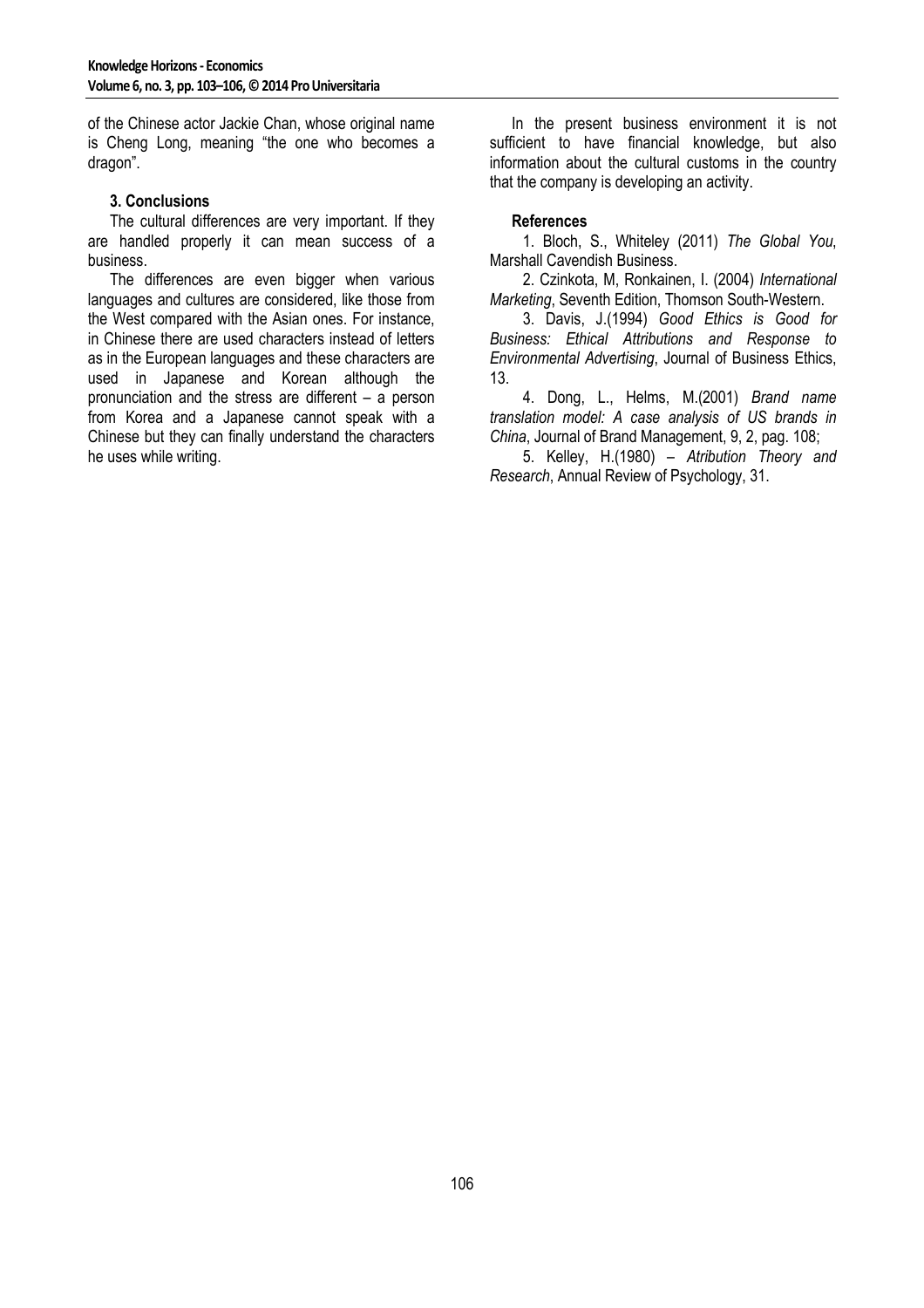of the Chinese actor Jackie Chan, whose original name is Cheng Long, meaning "the one who becomes a dragon".

## 3. Conclusions

The cultural differences are very important. If they are handled properly it can mean success of a business.

The differences are even bigger when various languages and cultures are considered, like those from the West compared with the Asian ones. For instance, in Chinese there are used characters instead of letters as in the European languages and these characters are used in Japanese and Korean although the pronunciation and the stress are different – a person from Korea and a Japanese cannot speak with a Chinese but they can finally understand the characters he uses while writing.

In the present business environment it is not sufficient to have financial knowledge, but also information about the cultural customs in the country that the company is developing an activity.

## References

1. Bloch, S., Whiteley (2011) *The Global You*, Marshall Cavendish Business.
2. Czinkota, M, Ronkainen, I. (2004) *International Marketing*, Seventh Edition, Thomson South-Western.
3. Davis, J.(1994) *Good Ethics is Good for Business: Ethical Attributions and Response to Environmental Advertising*, Journal of Business Ethics, 13.
4. Dong, L., Helms, M.(2001) *Brand name translation model: A case analysis of US brands in China*, Journal of Brand Management, 9, 2, pag. 108;
5. Kelley, H.(1980) – *Atribution Theory and Research*, Annual Review of Psychology, 31.